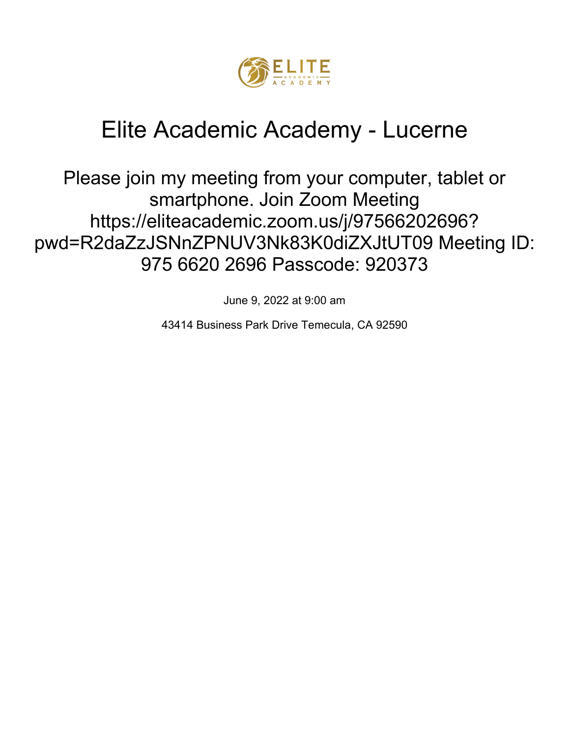# Elite Academic Academy - Lucerne

## Please join my meeting from your computer, tablet or smartphone. Join Zoom Meeting https://eliteacademic.zoom.us/j/97566202696?pwd=R2daZzJSNnZPNUV3Nk83K0diZXJtUT09 Meeting ID: 975 6620 2696 Passcode: 920373

June 9, 2022 at 9:00 am

43414 Business Park Drive Temecula, CA 92590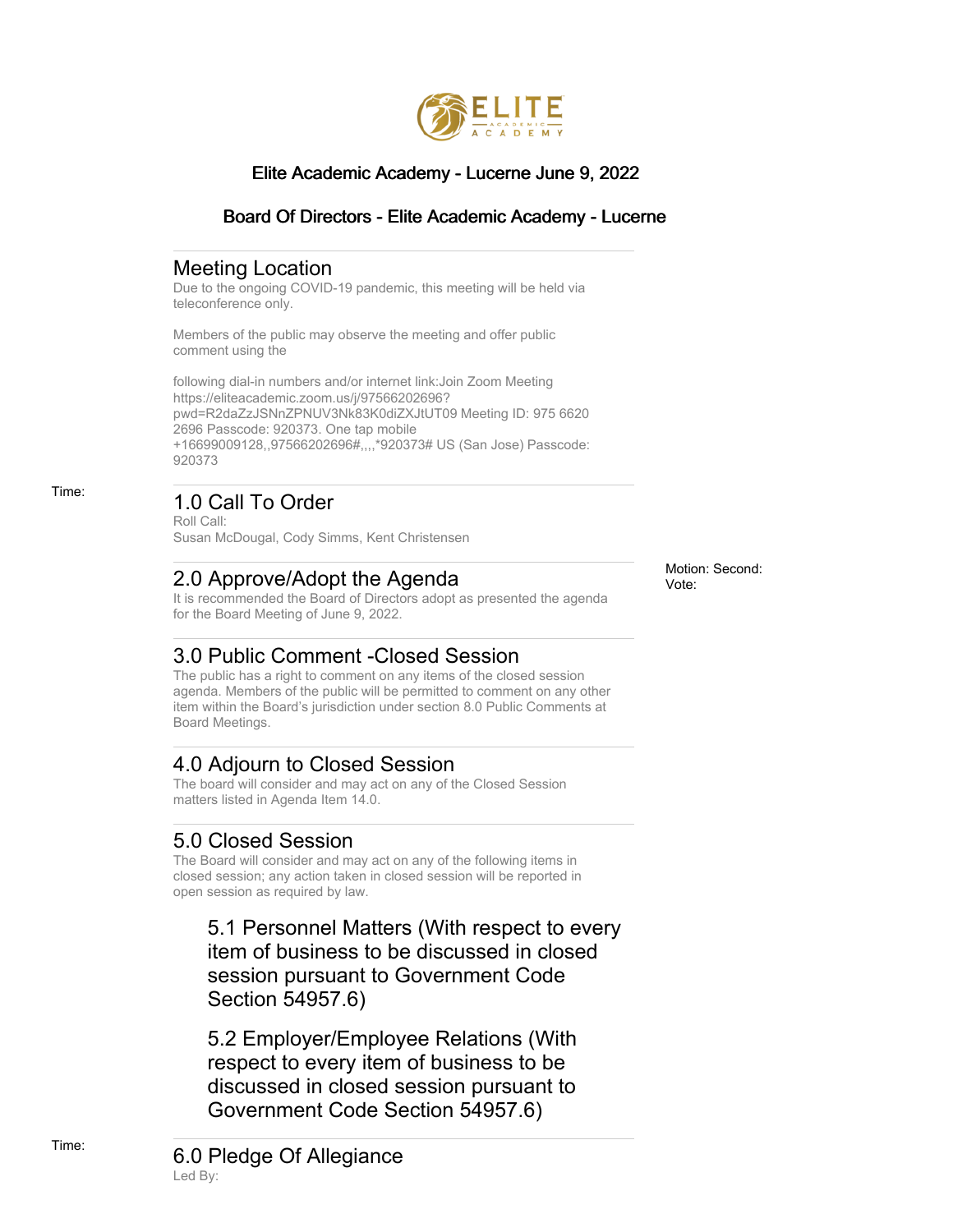# Elite Academic Academy - Lucerne June 9, 2022

## Board Of Directors - Elite Academic Academy - Lucerne

## Meeting Location

Due to the ongoing COVID-19 pandemic, this meeting will be held via teleconference only.

Members of the public may observe the meeting and offer public comment using the

following dial-in numbers and/or internet link:Join Zoom Meeting https://eliteacademic.zoom.us/j/97566202696?pwd=R2daZzJSNnZPNUV3Nk83K0diZXJtUT09 Meeting ID: 975 6620 2696 Passcode: 920373. One tap mobile +16699009128,,97566202696#,,,,*920373# US (San Jose) Passcode: 920373

Time:

## 1.0 Call To Order

Roll Call:
Susan McDougal, Cody Simms, Kent Christensen

## 2.0 Approve/Adopt the Agenda

It is recommended the Board of Directors adopt as presented the agenda for the Board Meeting of June 9, 2022.

Motion: Second:
Vote:

## 3.0 Public Comment -Closed Session

The public has a right to comment on any items of the closed session agenda. Members of the public will be permitted to comment on any other item within the Board's jurisdiction under section 8.0 Public Comments at Board Meetings.

## 4.0 Adjourn to Closed Session

The board will consider and may act on any of the Closed Session matters listed in Agenda Item 14.0.

## 5.0 Closed Session

The Board will consider and may act on any of the following items in closed session; any action taken in closed session will be reported in open session as required by law.

### 5.1 Personnel Matters (With respect to every item of business to be discussed in closed session pursuant to Government Code Section 54957.6)

### 5.2 Employer/Employee Relations (With respect to every item of business to be discussed in closed session pursuant to Government Code Section 54957.6)

Time:

## 6.0 Pledge Of Allegiance

Led By: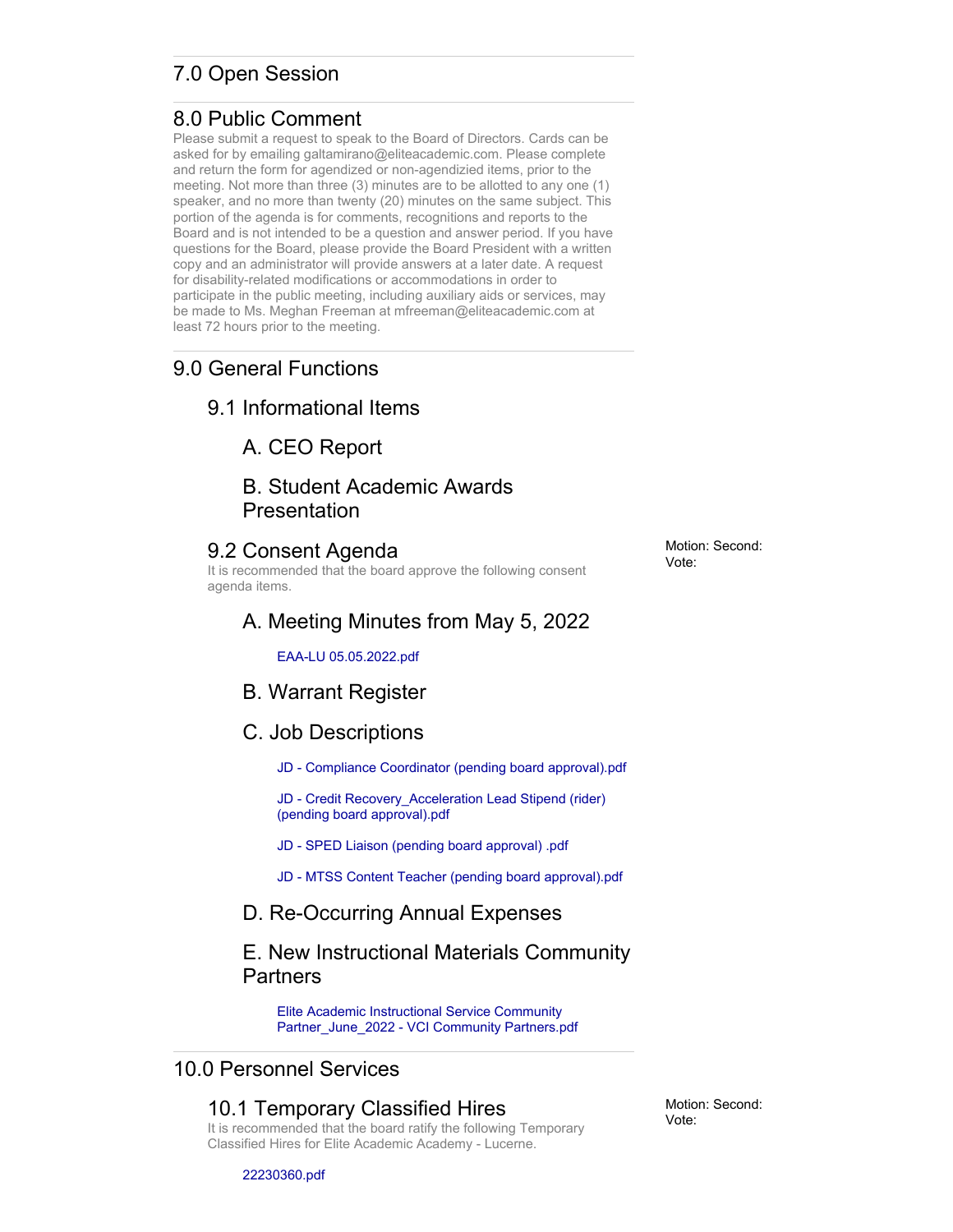## 7.0 Open Session

## 8.0 Public Comment

Please submit a request to speak to the Board of Directors. Cards can be asked for by emailing galtamirano@eliteacademic.com. Please complete and return the form for agendized or non-agendizied items, prior to the meeting. Not more than three (3) minutes are to be allotted to any one (1) speaker, and no more than twenty (20) minutes on the same subject. This portion of the agenda is for comments, recognitions and reports to the Board and is not intended to be a question and answer period. If you have questions for the Board, please provide the Board President with a written copy and an administrator will provide answers at a later date. A request for disability-related modifications or accommodations in order to participate in the public meeting, including auxiliary aids or services, may be made to Ms. Meghan Freeman at mfreeman@eliteacademic.com at least 72 hours prior to the meeting.

## 9.0 General Functions

### 9.1 Informational Items

#### A. CEO Report

#### B. Student Academic Awards Presentation

### 9.2 Consent Agenda

Motion: Second:
Vote:

It is recommended that the board approve the following consent agenda items.

#### A. Meeting Minutes from May 5, 2022

EAA-LU 05.05.2022.pdf

#### B. Warrant Register

#### C. Job Descriptions

JD - Compliance Coordinator (pending board approval).pdf

JD - Credit Recovery_Acceleration Lead Stipend (rider) (pending board approval).pdf

JD - SPED Liaison (pending board approval) .pdf

JD - MTSS Content Teacher (pending board approval).pdf

#### D. Re-Occurring Annual Expenses

#### E. New Instructional Materials Community Partners

Elite Academic Instructional Service Community Partner_June_2022 - VCI Community Partners.pdf

## 10.0 Personnel Services

### 10.1 Temporary Classified Hires

Motion: Second:
Vote:

It is recommended that the board ratify the following Temporary Classified Hires for Elite Academic Academy - Lucerne.

22230360.pdf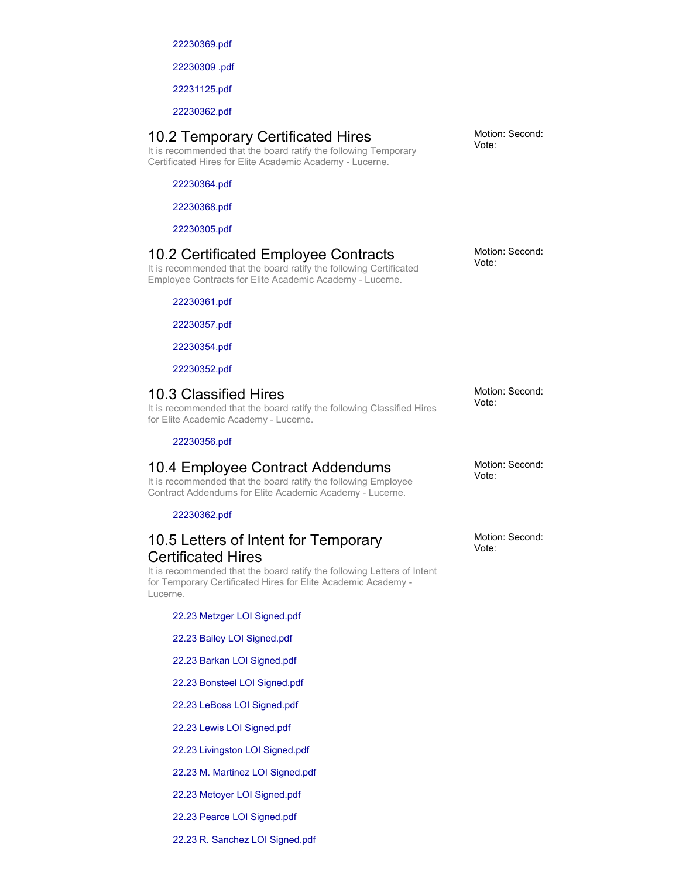22230369.pdf

22230309 .pdf

22231125.pdf

22230362.pdf

## 10.2 Temporary Certificated Hires

It is recommended that the board ratify the following Temporary Certificated Hires for Elite Academic Academy - Lucerne.

Motion: Second: Vote:

22230364.pdf

22230368.pdf

22230305.pdf

## 10.2 Certificated Employee Contracts

It is recommended that the board ratify the following Certificated Employee Contracts for Elite Academic Academy - Lucerne.

Motion: Second: Vote:

22230361.pdf

22230357.pdf

22230354.pdf

22230352.pdf

## 10.3 Classified Hires

It is recommended that the board ratify the following Classified Hires for Elite Academic Academy - Lucerne.

Motion: Second: Vote:

22230356.pdf

## 10.4 Employee Contract Addendums

It is recommended that the board ratify the following Employee Contract Addendums for Elite Academic Academy - Lucerne.

Motion: Second: Vote:

22230362.pdf

## 10.5 Letters of Intent for Temporary Certificated Hires

It is recommended that the board ratify the following Letters of Intent for Temporary Certificated Hires for Elite Academic Academy - Lucerne.

Motion: Second: Vote:

22.23 Metzger LOI Signed.pdf

22.23 Bailey LOI Signed.pdf

22.23 Barkan LOI Signed.pdf

22.23 Bonsteel LOI Signed.pdf

22.23 LeBoss LOI Signed.pdf

22.23 Lewis LOI Signed.pdf

22.23 Livingston LOI Signed.pdf

22.23 M. Martinez LOI Signed.pdf

22.23 Metoyer LOI Signed.pdf

22.23 Pearce LOI Signed.pdf

22.23 R. Sanchez LOI Signed.pdf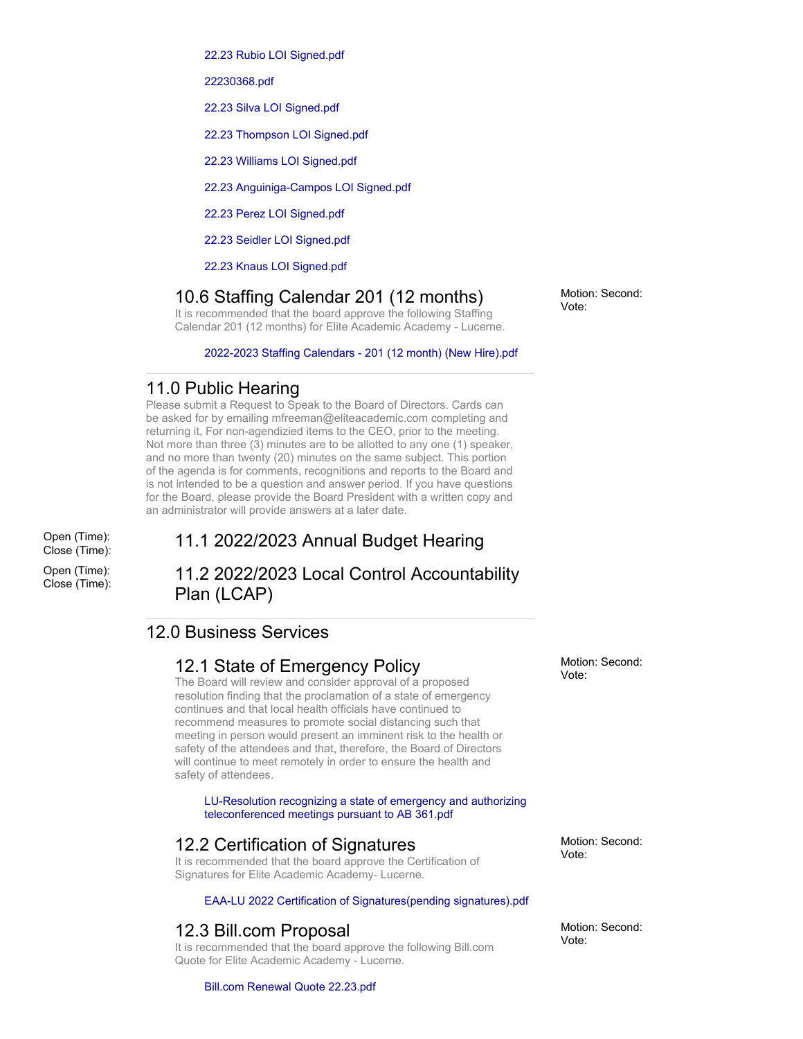22.23 Rubio LOI Signed.pdf

22230368.pdf

22.23 Silva LOI Signed.pdf

22.23 Thompson LOI Signed.pdf

22.23 Williams LOI Signed.pdf

22.23 Anguiniga-Campos LOI Signed.pdf

22.23 Perez LOI Signed.pdf

22.23 Seidler LOI Signed.pdf

22.23 Knaus LOI Signed.pdf

### 10.6 Staffing Calendar 201 (12 months)

Motion: Second: Vote:

It is recommended that the board approve the following Staffing Calendar 201 (12 months) for Elite Academic Academy - Lucerne.

2022-2023 Staffing Calendars - 201 (12 month) (New Hire).pdf

## 11.0 Public Hearing

Please submit a Request to Speak to the Board of Directors. Cards can be asked for by emailing mfreeman@eliteacademic.com completing and returning it, For non-agendizied items to the CEO, prior to the meeting. Not more than three (3) minutes are to be allotted to any one (1) speaker, and no more than twenty (20) minutes on the same subject. This portion of the agenda is for comments, recognitions and reports to the Board and is not intended to be a question and answer period. If you have questions for the Board, please provide the Board President with a written copy and an administrator will provide answers at a later date.

### 11.1 2022/2023 Annual Budget Hearing

Open (Time):
Close (Time):

### 11.2 2022/2023 Local Control Accountability Plan (LCAP)

Open (Time):
Close (Time):

## 12.0 Business Services

### 12.1 State of Emergency Policy

Motion: Second: Vote:

The Board will review and consider approval of a proposed resolution finding that the proclamation of a state of emergency continues and that local health officials have continued to recommend measures to promote social distancing such that meeting in person would present an imminent risk to the health or safety of the attendees and that, therefore, the Board of Directors will continue to meet remotely in order to ensure the health and safety of attendees.

LU-Resolution recognizing a state of emergency and authorizing teleconferenced meetings pursuant to AB 361.pdf

### 12.2 Certification of Signatures

Motion: Second: Vote:

It is recommended that the board approve the Certification of Signatures for Elite Academic Academy- Lucerne.

EAA-LU 2022 Certification of Signatures(pending signatures).pdf

### 12.3 Bill.com Proposal

Motion: Second: Vote:

It is recommended that the board approve the following Bill.com Quote for Elite Academic Academy - Lucerne.

Bill.com Renewal Quote 22.23.pdf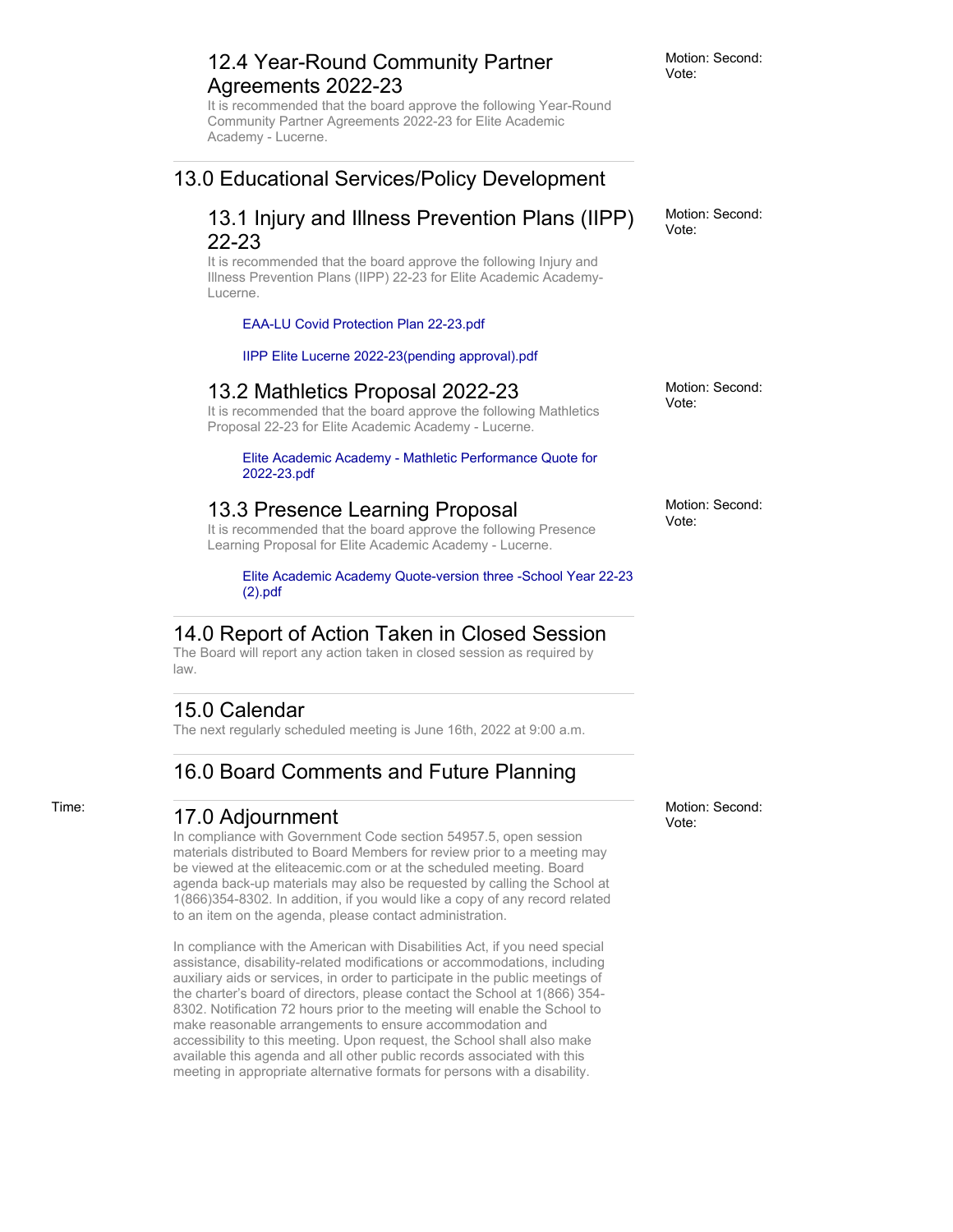### 12.4 Year-Round Community Partner Agreements 2022-23

Motion: Second:
Vote:

It is recommended that the board approve the following Year-Round Community Partner Agreements 2022-23 for Elite Academic Academy - Lucerne.

## 13.0 Educational Services/Policy Development

### 13.1 Injury and Illness Prevention Plans (IIPP) 22-23

Motion: Second:
Vote:

It is recommended that the board approve the following Injury and Illness Prevention Plans (IIPP) 22-23 for Elite Academic Academy-Lucerne.

EAA-LU Covid Protection Plan 22-23.pdf

IIPP Elite Lucerne 2022-23(pending approval).pdf

### 13.2 Mathletics Proposal 2022-23

Motion: Second:
Vote:

It is recommended that the board approve the following Mathletics Proposal 22-23 for Elite Academic Academy - Lucerne.

Elite Academic Academy - Mathletic Performance Quote for 2022-23.pdf

### 13.3 Presence Learning Proposal

Motion: Second:
Vote:

It is recommended that the board approve the following Presence Learning Proposal for Elite Academic Academy - Lucerne.

Elite Academic Academy Quote-version three -School Year 22-23 (2).pdf

## 14.0 Report of Action Taken in Closed Session

The Board will report any action taken in closed session as required by law.

## 15.0 Calendar

The next regularly scheduled meeting is June 16th, 2022 at 9:00 a.m.

## 16.0 Board Comments and Future Planning

Time:

## 17.0 Adjournment

Motion: Second:
Vote:

In compliance with Government Code section 54957.5, open session materials distributed to Board Members for review prior to a meeting may be viewed at the eliteacemic.com or at the scheduled meeting. Board agenda back-up materials may also be requested by calling the School at 1(866)354-8302. In addition, if you would like a copy of any record related to an item on the agenda, please contact administration.

In compliance with the American with Disabilities Act, if you need special assistance, disability-related modifications or accommodations, including auxiliary aids or services, in order to participate in the public meetings of the charter's board of directors, please contact the School at 1(866) 354-8302. Notification 72 hours prior to the meeting will enable the School to make reasonable arrangements to ensure accommodation and accessibility to this meeting. Upon request, the School shall also make available this agenda and all other public records associated with this meeting in appropriate alternative formats for persons with a disability.